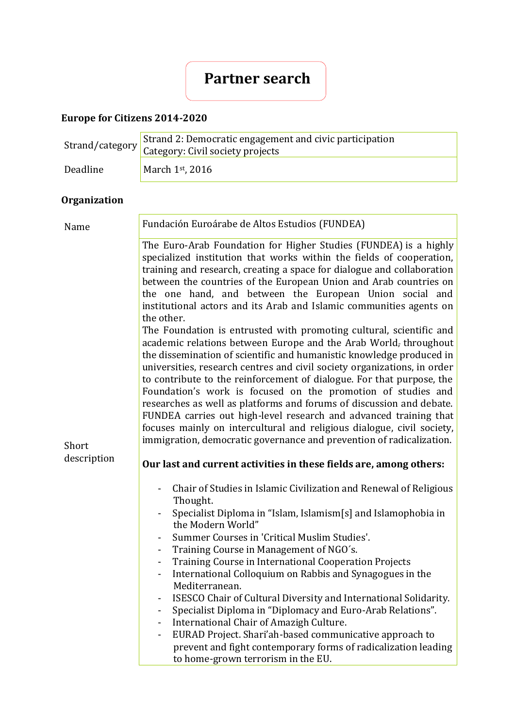# Partner search

## Europe for Citizens 2014-2020

| | |
|---|---|
| Strand/category | Strand 2: Democratic engagement and civic participation<br>Category: Civil society projects |
| Deadline | March 1st, 2016 |

## Organization

| | |
|---|---|
| Name | Fundación Euroárabe de Altos Estudios (FUNDEA) |
| Short description | The Euro-Arab Foundation for Higher Studies (FUNDEA) is a highly specialized institution that works within the fields of cooperation, training and research, creating a space for dialogue and collaboration between the countries of the European Union and Arab countries on the one hand, and between the European Union social and institutional actors and its Arab and Islamic communities agents on the other.<br>The Foundation is entrusted with promoting cultural, scientific and academic relations between Europe and the Arab World, throughout the dissemination of scientific and humanistic knowledge produced in universities, research centres and civil society organizations, in order to contribute to the reinforcement of dialogue. For that purpose, the Foundation's work is focused on the promotion of studies and researches as well as platforms and forums of discussion and debate. FUNDEA carries out high-level research and advanced training that focuses mainly on intercultural and religious dialogue, civil society, immigration, democratic governance and prevention of radicalization.<br><br>**Our last and current activities in these fields are, among others:**<br><br>- Chair of Studies in Islamic Civilization and Renewal of Religious Thought.<br>- Specialist Diploma in "Islam, Islamism[s] and Islamophobia in the Modern World"<br>- Summer Courses in 'Critical Muslim Studies'.<br>- Training Course in Management of NGO´s.<br>- Training Course in International Cooperation Projects<br>- International Colloquium on Rabbis and Synagogues in the Mediterranean.<br>- ISESCO Chair of Cultural Diversity and International Solidarity.<br>- Specialist Diploma in "Diplomacy and Euro-Arab Relations".<br>- International Chair of Amazigh Culture.<br>- EURAD Project. Shari'ah-based communicative approach to prevent and fight contemporary forms of radicalization leading to home-grown terrorism in the EU. |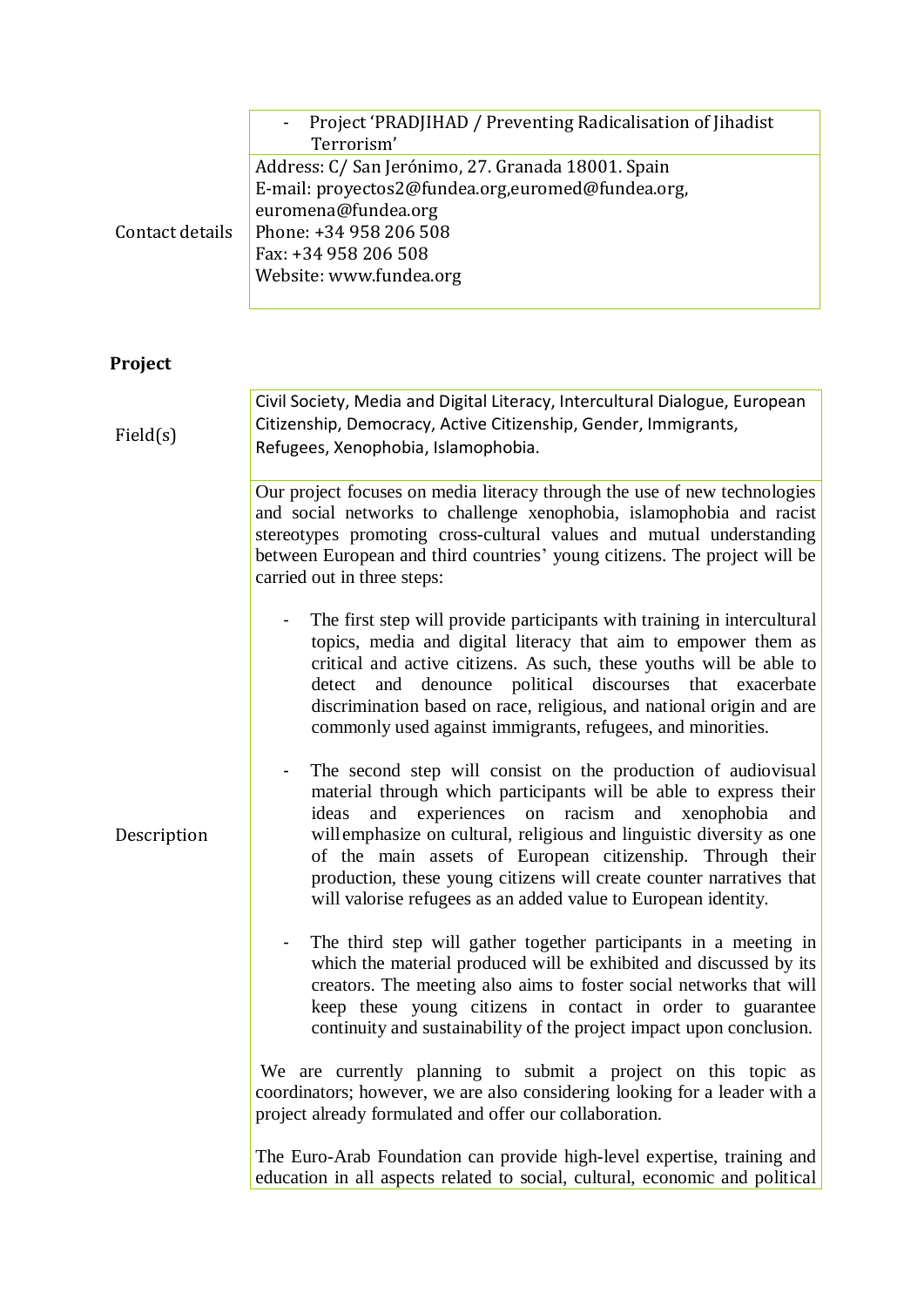| | |
|---|---|
| | - Project 'PRADJIHAD / Preventing Radicalisation of Jihadist Terrorism' |
| Contact details | Address: C/ San Jerónimo, 27. Granada 18001. Spain<br>E-mail: proyectos2@fundea.org,euromed@fundea.org, euromena@fundea.org<br>Phone: +34 958 206 508<br>Fax: +34 958 206 508<br>Website: www.fundea.org |

**Project**

| | |
|---|---|
| Field(s) | Civil Society, Media and Digital Literacy, Intercultural Dialogue, European Citizenship, Democracy, Active Citizenship, Gender, Immigrants, Refugees, Xenophobia, Islamophobia. |
| Description | Our project focuses on media literacy through the use of new technologies and social networks to challenge xenophobia, islamophobia and racist stereotypes promoting cross-cultural values and mutual understanding between European and third countries' young citizens. The project will be carried out in three steps:<br><br>- The first step will provide participants with training in intercultural topics, media and digital literacy that aim to empower them as critical and active citizens. As such, these youths will be able to detect and denounce political discourses that exacerbate discrimination based on race, religious, and national origin and are commonly used against immigrants, refugees, and minorities.<br><br>- The second step will consist on the production of audiovisual material through which participants will be able to express their ideas and experiences on racism and xenophobia and willemphasize on cultural, religious and linguistic diversity as one of the main assets of European citizenship. Through their production, these young citizens will create counter narratives that will valorise refugees as an added value to European identity.<br><br>- The third step will gather together participants in a meeting in which the material produced will be exhibited and discussed by its creators. The meeting also aims to foster social networks that will keep these young citizens in contact in order to guarantee continuity and sustainability of the project impact upon conclusion.<br><br>We are currently planning to submit a project on this topic as coordinators; however, we are also considering looking for a leader with a project already formulated and offer our collaboration.<br><br>The Euro-Arab Foundation can provide high-level expertise, training and education in all aspects related to social, cultural, economic and political |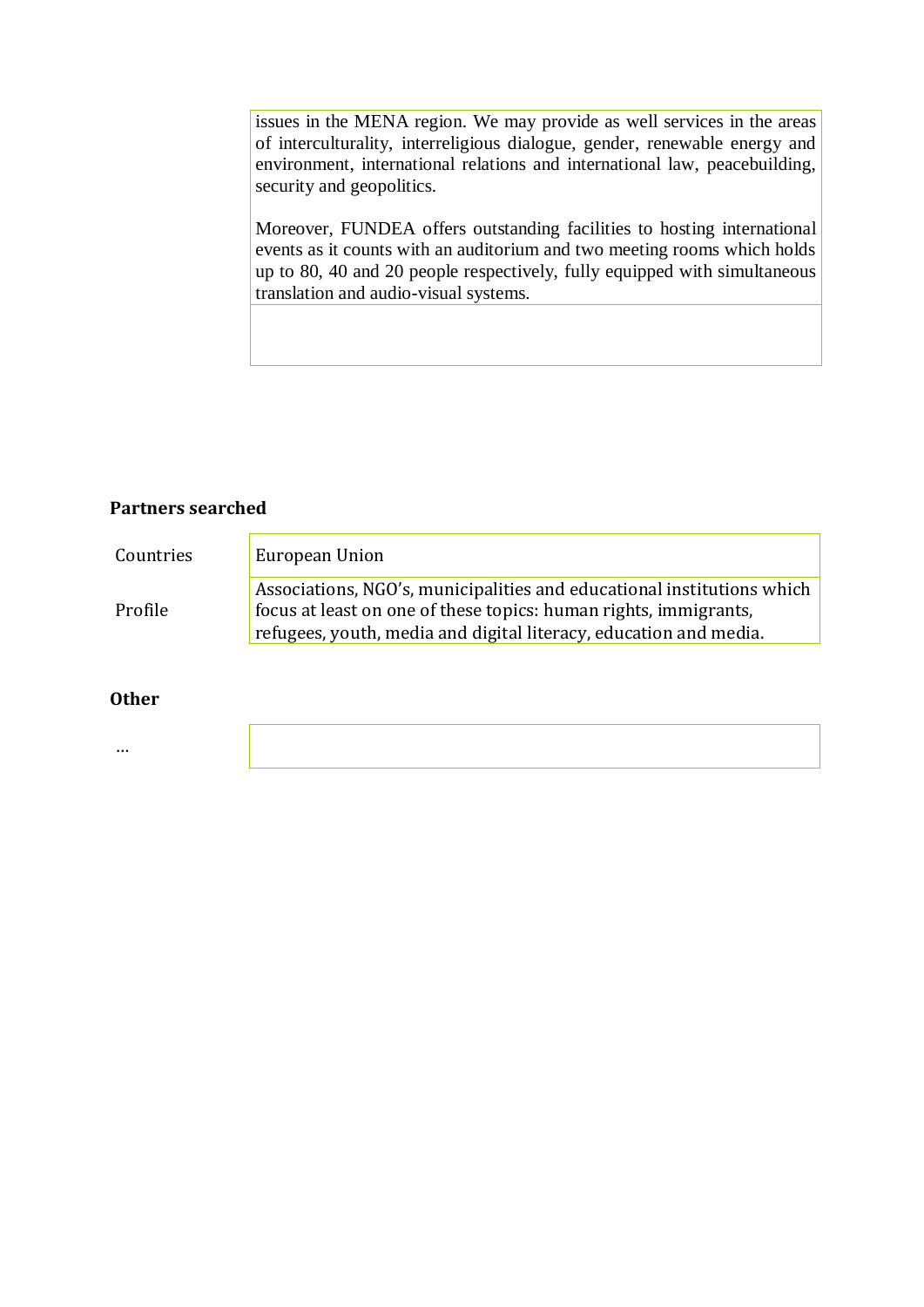| |
|---|
| issues in the MENA region. We may provide as well services in the areas of interculturality, interreligious dialogue, gender, renewable energy and environment, international relations and international law, peacebuilding, security and geopolitics.<br><br>Moreover, FUNDEA offers outstanding facilities to hosting international events as it counts with an auditorium and two meeting rooms which holds up to 80, 40 and 20 people respectively, fully equipped with simultaneous translation and audio-visual systems. |
| |

**Partners searched**

| | |
|---|---|
| Countries | European Union |
| Profile | Associations, NGO's, municipalities and educational institutions which focus at least on one of these topics: human rights, immigrants, refugees, youth, media and digital literacy, education and media. |

**Other**

| | |
|---|---|
| … | |